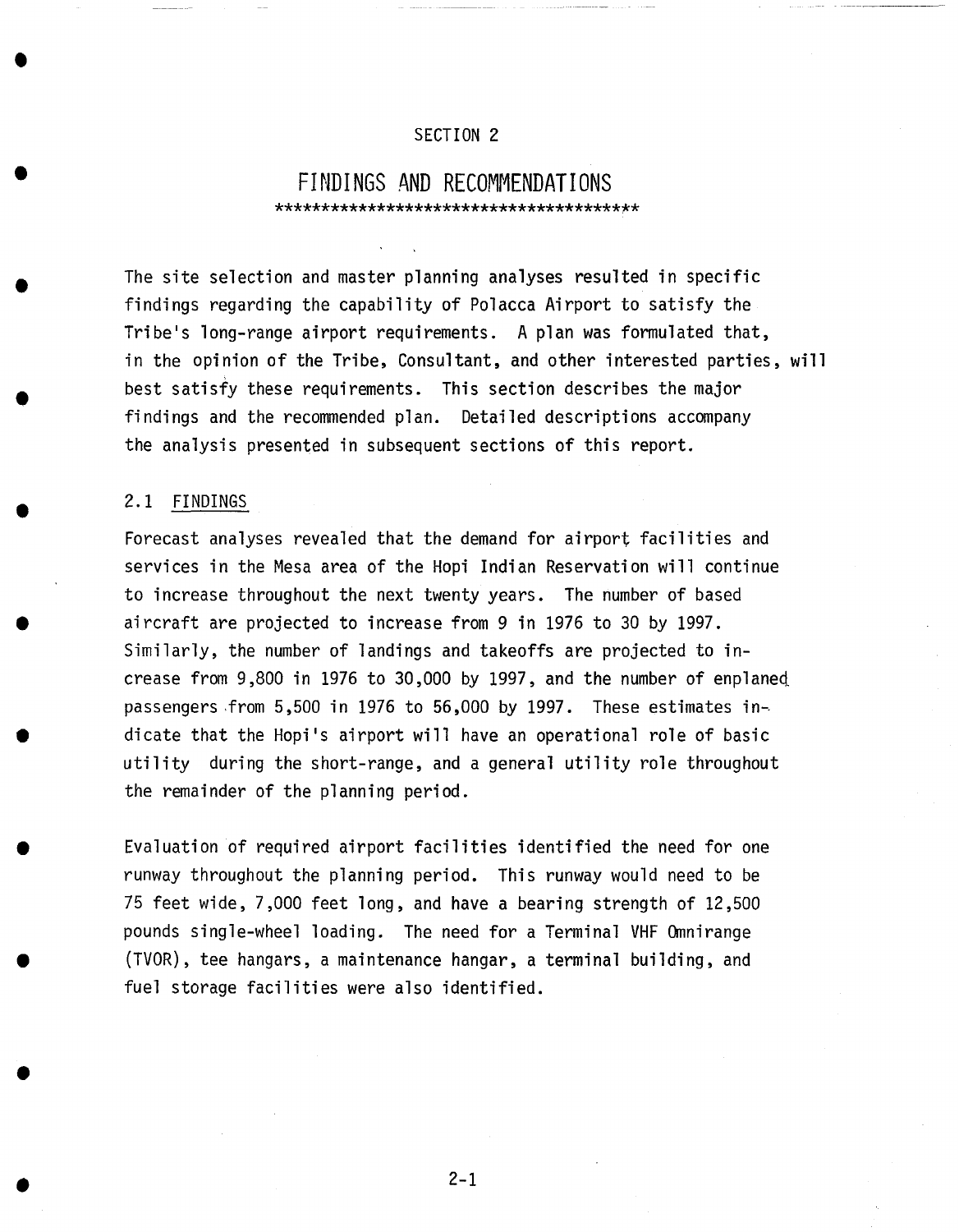SECTION 2

# FINDINGS AND RECOMMENDATIONS

The site selection and master planning analyses resulted in specific findings regarding the capability of Polacca Airport to satisfy the Tribe's long-range airport requirements. A plan was formulated that, in the opinion of the Tribe, Consultant, and other interested parties, will best satisfy these requirements. This section describes the major findings and the recommended plan. Detailed descriptions accompany the analysis presented in subsequent sections of this report.

## 2.1 FINDINGS

Forecast analyses revealed that the demand for airport facilities and services in the Mesa area of the Hopi Indian Reservation will continue to increase throughout the next twenty years. The number of based aircraft are projected to increase from 9 in 1976 to 30 by 1997. Similarly, the number of landings and takeoffs are projected to increase from 9,800 in 1976 to 30,000 by 1997, and the number of enplaned passengers from 5,500 in 1976 to 56,000 by 1997. These estimates indicate that the Hopi's airport will have an operational role of basic utility during the short-range, and a general utility role throughout the remainder of the planning period.

Evaluation of required airport facilities identified the need for one runway throughout the planning period. This runway would need to be 75 feet wide, 7,000 feet long, and have a bearing strength of 12,500 pounds single-wheel loading. The need for a Terminal VHF Omnirange (TVOR), tee hangars, a maintenance hangar, a terminal building, and fuel storage facilities were also identified.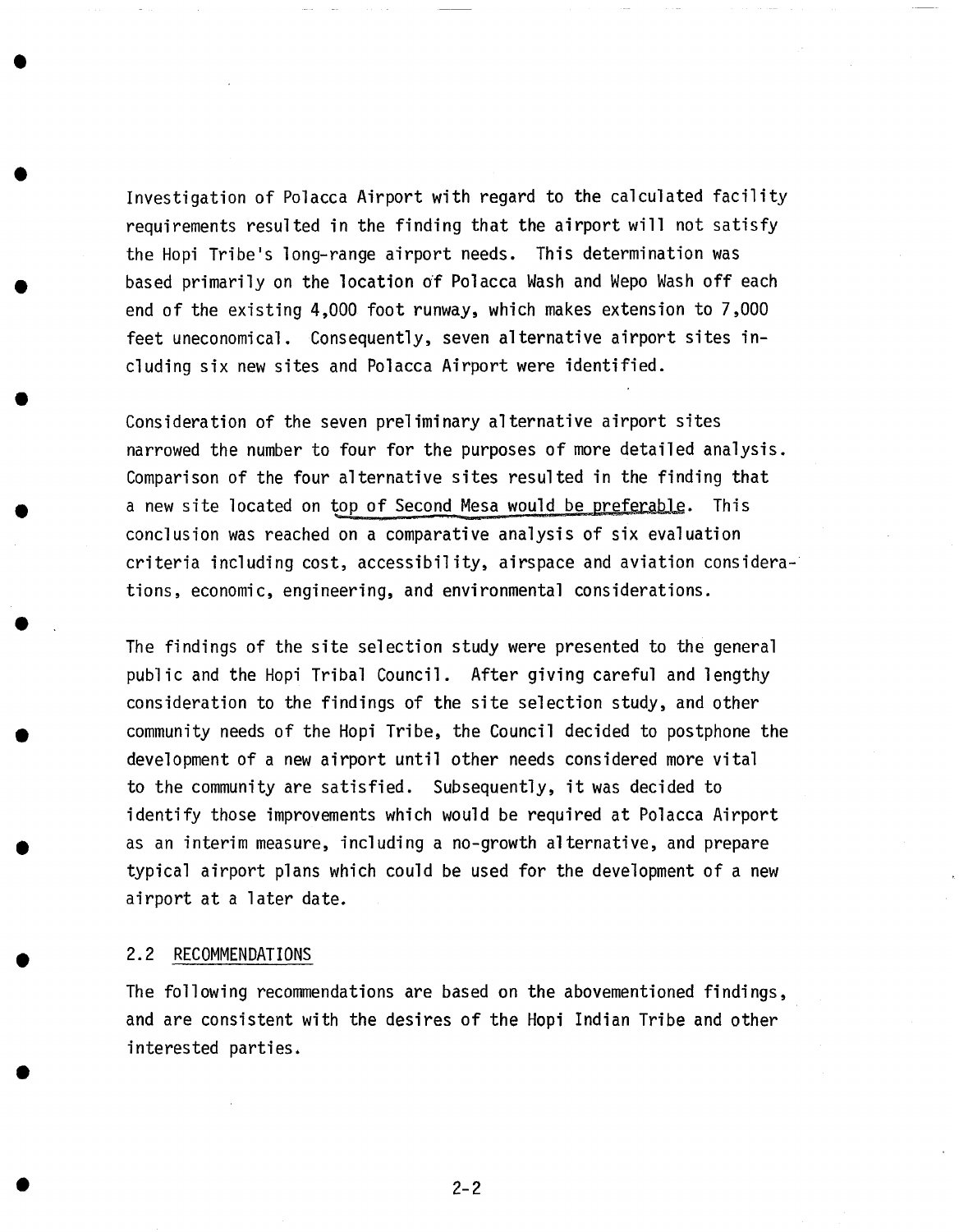Investigation of Polacca Airport with regard to the calculated facility requirements resulted in the finding that the airport will not satisfy the Hopi Tribe's long-range airport needs. This determination was based primarily on the location of Polacca Wash and Wepo Wash off each end of the existing 4,000 foot runway, which makes extension to 7,000 feet uneconomical. Consequently, seven alternative airport sites including six new sites and Polacca Airport were identified.

Consideration of the seven preliminary alternative airport sites narrowed the number to four for the purposes of more detailed analysis. Comparison of the four alternative sites resulted in the finding that a new site located on top of Second Mesa would be preferable. This conclusion was reached on a comparative analysis of six evaluation criteria including cost, accessibility, airspace and aviation considerations, economic, engineering, and environmental considerations.

The findings of the site selection study were presented to the general public and the Hopi Tribal Council. After giving careful and lengthy consideration to the findings of the site selection study, and other community needs of the Hopi Tribe, the Council decided to postphone the development of a new airport until other needs considered more vital to the community are satisfied. Subsequently, it was decided to identify those improvements which would be required at Polacca Airport as an interim measure, including a no-growth alternative, and prepare typical airport plans which could be used for the development of a new airport at a later date.

## 2.2 RECOMMENDATIONS

The following recommendations are based on the abovementioned findings, and are consistent with the desires of the Hopi Indian Tribe and other interested parties.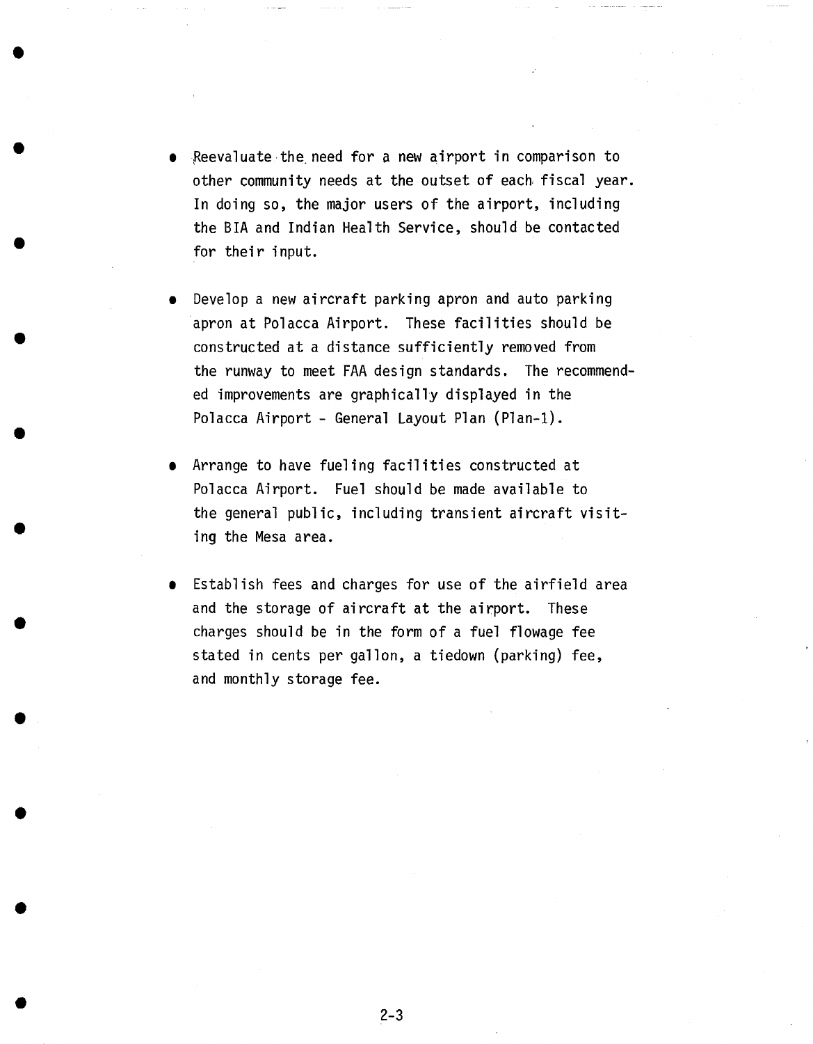- Reevaluate the need for a new airport in comparison to other community needs at the outset of each fiscal year. In doing so, the major users of the airport, including the BIA and Indian Health Service, should be contacted for their input.

- Develop a new aircraft parking apron and auto parking apron at Polacca Airport. These facilities should be constructed at a distance sufficiently removed from the runway to meet FAA design standards. The recommended improvements are graphically displayed in the Polacca Airport - General Layout Plan (Plan-1).

- Arrange to have fueling facilities constructed at Polacca Airport. Fuel should be made available to the general public, including transient aircraft visiting the Mesa area.

- Establish fees and charges for use of the airfield area and the storage of aircraft at the airport. These charges should be in the form of a fuel flowage fee stated in cents per gallon, a tiedown (parking) fee, and monthly storage fee.